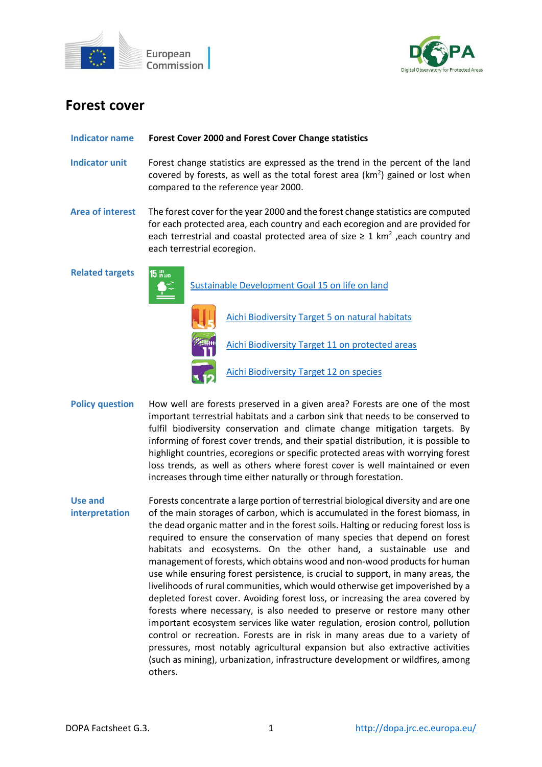# Forest cover

**Indicator name** — **Forest Cover 2000 and Forest Cover Change statistics**

**Indicator unit** — Forest change statistics are expressed as the trend in the percent of the land covered by forests, as well as the total forest area ($km^2$) gained or lost when compared to the reference year 2000.

**Area of interest** — The forest cover for the year 2000 and the forest change statistics are computed for each protected area, each country and each ecoregion and are provided for each terrestrial and coastal protected area of size ≥ 1 $km^2$ ,each country and each terrestrial ecoregion.

**Related targets**

- Sustainable Development Goal 15 on life on land
- Aichi Biodiversity Target 5 on natural habitats
- Aichi Biodiversity Target 11 on protected areas
- Aichi Biodiversity Target 12 on species

**Policy question** — How well are forests preserved in a given area? Forests are one of the most important terrestrial habitats and a carbon sink that needs to be conserved to fulfil biodiversity conservation and climate change mitigation targets. By informing of forest cover trends, and their spatial distribution, it is possible to highlight countries, ecoregions or specific protected areas with worrying forest loss trends, as well as others where forest cover is well maintained or even increases through time either naturally or through forestation.

**Use and interpretation** — Forests concentrate a large portion of terrestrial biological diversity and are one of the main storages of carbon, which is accumulated in the forest biomass, in the dead organic matter and in the forest soils. Halting or reducing forest loss is required to ensure the conservation of many species that depend on forest habitats and ecosystems. On the other hand, a sustainable use and management of forests, which obtains wood and non-wood products for human use while ensuring forest persistence, is crucial to support, in many areas, the livelihoods of rural communities, which would otherwise get impoverished by a depleted forest cover. Avoiding forest loss, or increasing the area covered by forests where necessary, is also needed to preserve or restore many other important ecosystem services like water regulation, erosion control, pollution control or recreation. Forests are in risk in many areas due to a variety of pressures, most notably agricultural expansion but also extractive activities (such as mining), urbanization, infrastructure development or wildfires, among others.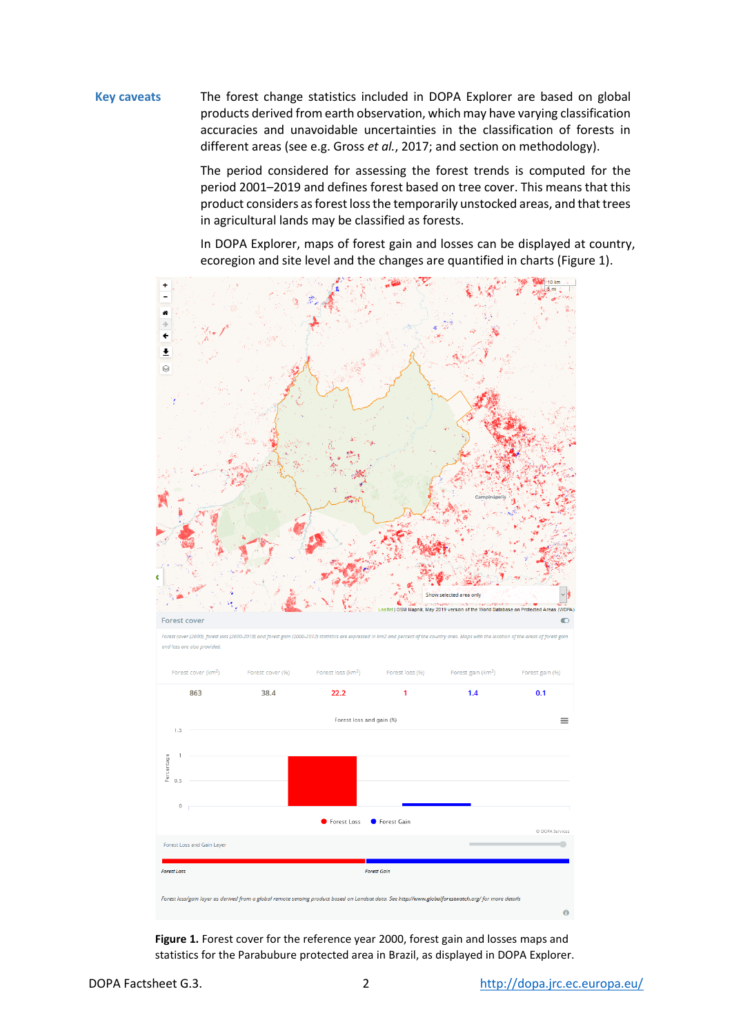**Key caveats**

The forest change statistics included in DOPA Explorer are based on global products derived from earth observation, which may have varying classification accuracies and unavoidable uncertainties in the classification of forests in different areas (see e.g. Gross *et al.*, 2017; and section on methodology).

The period considered for assessing the forest trends is computed for the period 2001–2019 and defines forest based on tree cover. This means that this product considers as forest loss the temporarily unstocked areas, and that trees in agricultural lands may be classified as forests.

In DOPA Explorer, maps of forest gain and losses can be displayed at country, ecoregion and site level and the changes are quantified in charts (Figure 1).

**Figure 1.** Forest cover for the reference year 2000, forest gain and losses maps and statistics for the Parabubure protected area in Brazil, as displayed in DOPA Explorer.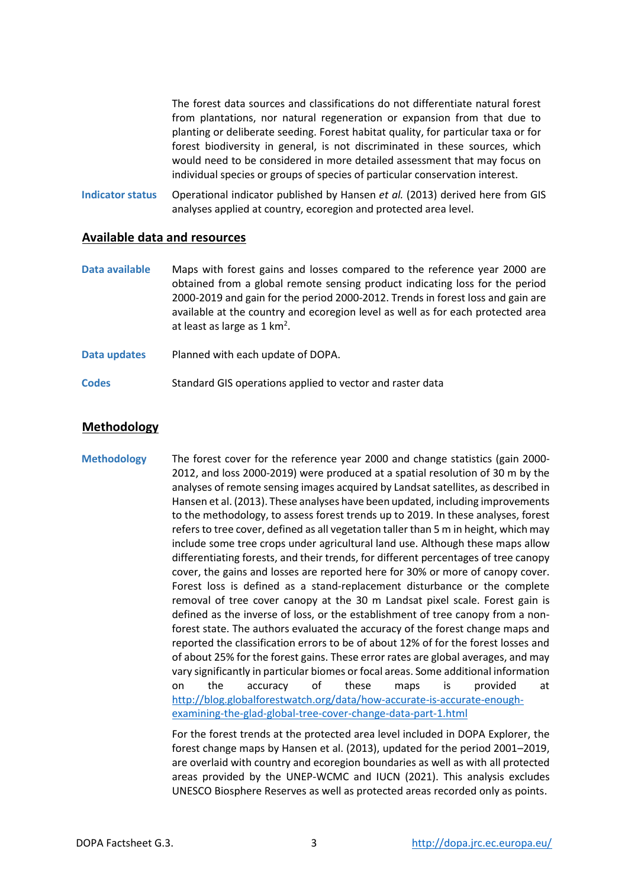The forest data sources and classifications do not differentiate natural forest from plantations, nor natural regeneration or expansion from that due to planting or deliberate seeding. Forest habitat quality, for particular taxa or for forest biodiversity in general, is not discriminated in these sources, which would need to be considered in more detailed assessment that may focus on individual species or groups of species of particular conservation interest.

**Indicator status** Operational indicator published by Hansen *et al.* (2013) derived here from GIS analyses applied at country, ecoregion and protected area level.

## Available data and resources

**Data available** Maps with forest gains and losses compared to the reference year 2000 are obtained from a global remote sensing product indicating loss for the period 2000-2019 and gain for the period 2000-2012. Trends in forest loss and gain are available at the country and ecoregion level as well as for each protected area at least as large as 1 $km^2$.

**Data updates** Planned with each update of DOPA.

**Codes** Standard GIS operations applied to vector and raster data

## Methodology

**Methodology** The forest cover for the reference year 2000 and change statistics (gain 2000-2012, and loss 2000-2019) were produced at a spatial resolution of 30 m by the analyses of remote sensing images acquired by Landsat satellites, as described in Hansen et al. (2013). These analyses have been updated, including improvements to the methodology, to assess forest trends up to 2019. In these analyses, forest refers to tree cover, defined as all vegetation taller than 5 m in height, which may include some tree crops under agricultural land use. Although these maps allow differentiating forests, and their trends, for different percentages of tree canopy cover, the gains and losses are reported here for 30% or more of canopy cover. Forest loss is defined as a stand-replacement disturbance or the complete removal of tree cover canopy at the 30 m Landsat pixel scale. Forest gain is defined as the inverse of loss, or the establishment of tree canopy from a non-forest state. The authors evaluated the accuracy of the forest change maps and reported the classification errors to be of about 12% of for the forest losses and of about 25% for the forest gains. These error rates are global averages, and may vary significantly in particular biomes or focal areas. Some additional information on the accuracy of these maps is provided at http://blog.globalforestwatch.org/data/how-accurate-is-accurate-enough-examining-the-glad-global-tree-cover-change-data-part-1.html

For the forest trends at the protected area level included in DOPA Explorer, the forest change maps by Hansen et al. (2013), updated for the period 2001–2019, are overlaid with country and ecoregion boundaries as well as with all protected areas provided by the UNEP-WCMC and IUCN (2021). This analysis excludes UNESCO Biosphere Reserves as well as protected areas recorded only as points.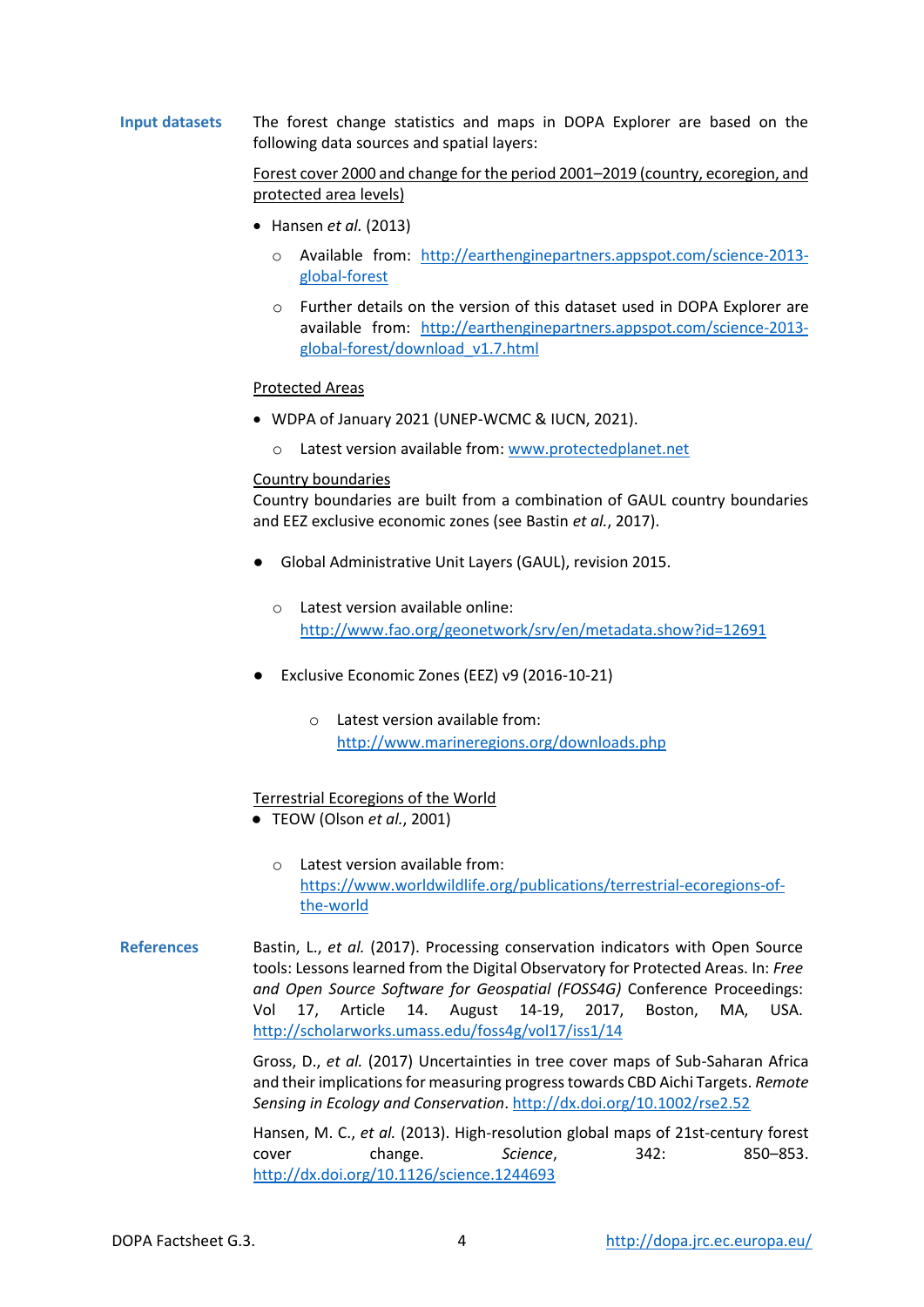**Input datasets**

The forest change statistics and maps in DOPA Explorer are based on the following data sources and spatial layers:

Forest cover 2000 and change for the period 2001–2019 (country, ecoregion, and protected area levels)

- Hansen *et al.* (2013)
    - Available from: http://earthenginepartners.appspot.com/science-2013-global-forest
    - Further details on the version of this dataset used in DOPA Explorer are available from: http://earthenginepartners.appspot.com/science-2013-global-forest/download_v1.7.html

Protected Areas

- WDPA of January 2021 (UNEP-WCMC & IUCN, 2021).
    - Latest version available from: www.protectedplanet.net

Country boundaries

Country boundaries are built from a combination of GAUL country boundaries and EEZ exclusive economic zones (see Bastin *et al.*, 2017).

- Global Administrative Unit Layers (GAUL), revision 2015.
    - Latest version available online: http://www.fao.org/geonetwork/srv/en/metadata.show?id=12691
- Exclusive Economic Zones (EEZ) v9 (2016-10-21)
    - Latest version available from: http://www.marineregions.org/downloads.php

Terrestrial Ecoregions of the World

- TEOW (Olson *et al.*, 2001)
    - Latest version available from: https://www.worldwildlife.org/publications/terrestrial-ecoregions-of-the-world

**References**

Bastin, L., *et al.* (2017). Processing conservation indicators with Open Source tools: Lessons learned from the Digital Observatory for Protected Areas. In: *Free and Open Source Software for Geospatial (FOSS4G)* Conference Proceedings: Vol 17, Article 14. August 14-19, 2017, Boston, MA, USA. http://scholarworks.umass.edu/foss4g/vol17/iss1/14

Gross, D., *et al.* (2017) Uncertainties in tree cover maps of Sub-Saharan Africa and their implications for measuring progress towards CBD Aichi Targets. *Remote Sensing in Ecology and Conservation*. http://dx.doi.org/10.1002/rse2.52

Hansen, M. C., *et al.* (2013). High-resolution global maps of 21st-century forest cover change. *Science*, 342: 850–853. http://dx.doi.org/10.1126/science.1244693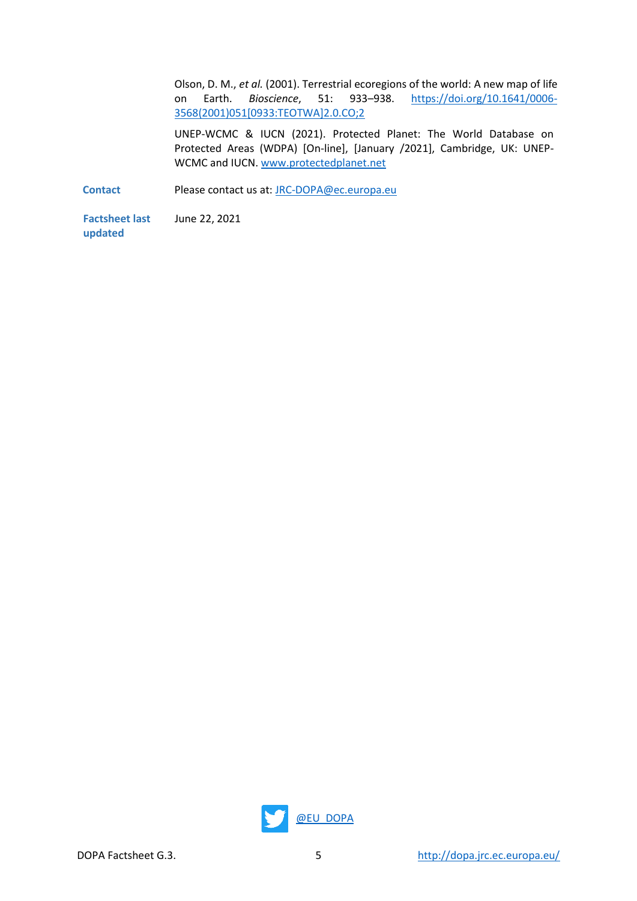Olson, D. M., *et al.* (2001). Terrestrial ecoregions of the world: A new map of life on Earth. *Bioscience*, 51: 933–938. https://doi.org/10.1641/0006-3568(2001)051[0933:TEOTWA]2.0.CO;2

UNEP-WCMC & IUCN (2021). Protected Planet: The World Database on Protected Areas (WDPA) [On-line], [January /2021], Cambridge, UK: UNEP-WCMC and IUCN. www.protectedplanet.net

**Contact**

Please contact us at: JRC-DOPA@ec.europa.eu

**Factsheet last updated**

June 22, 2021

@EU_DOPA